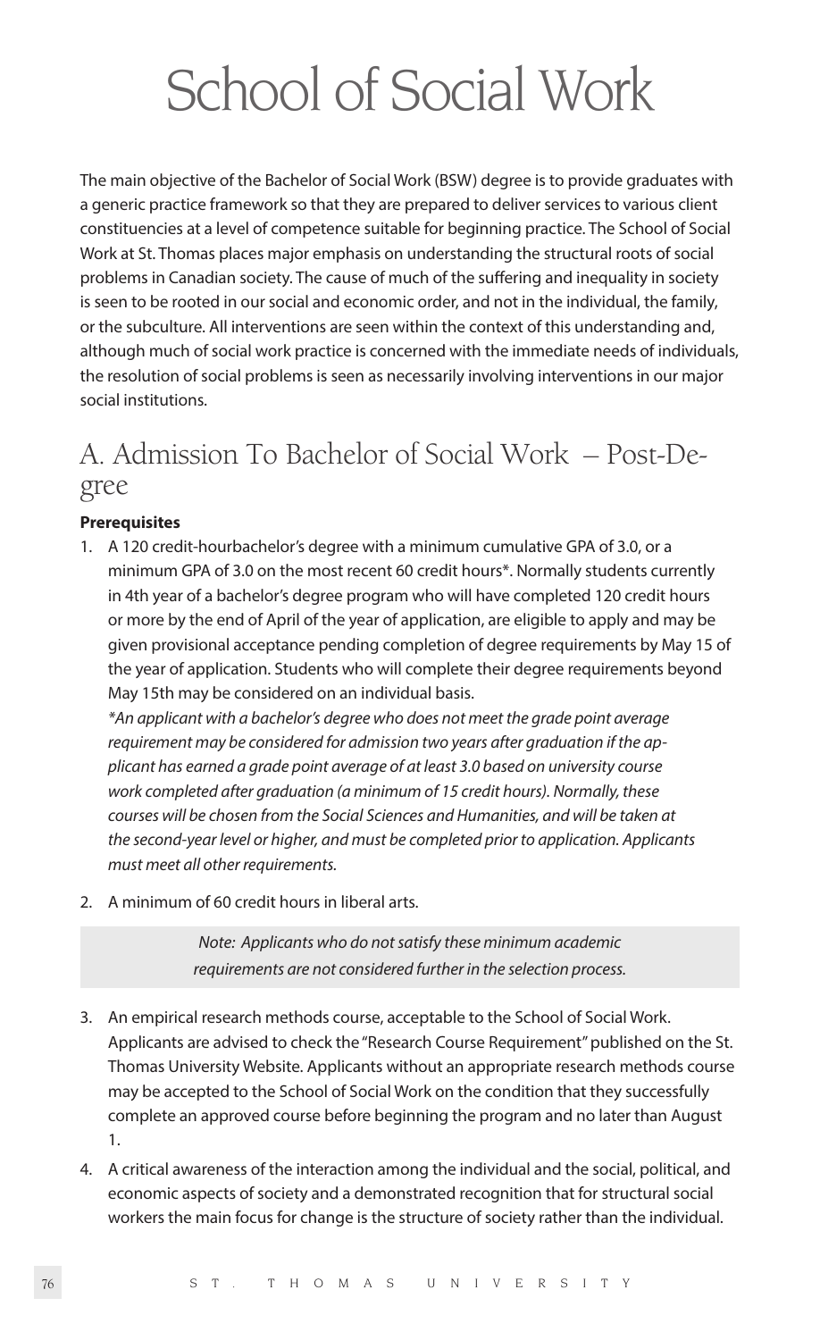# School of Social Work

The main objective of the Bachelor of Social Work (BSW) degree is to provide graduates with a generic practice framework so that they are prepared to deliver services to various client constituencies at a level of competence suitable for beginning practice. The School of Social Work at St. Thomas places major emphasis on understanding the structural roots of social problems in Canadian society. The cause of much of the suffering and inequality in society is seen to be rooted in our social and economic order, and not in the individual, the family, or the subculture. All interventions are seen within the context of this understanding and, although much of social work practice is concerned with the immediate needs of individuals, the resolution of social problems is seen as necessarily involving interventions in our major social institutions.

## A. Admission To Bachelor of Social Work – Post-Degree

**Prerequisites**

1. A 120 credit-hourbachelor's degree with a minimum cumulative GPA of 3.0, or a minimum GPA of 3.0 on the most recent 60 credit hours*. Normally students currently in 4th year of a bachelor's degree program who will have completed 120 credit hours or more by the end of April of the year of application, are eligible to apply and may be given provisional acceptance pending completion of degree requirements by May 15 of the year of application. Students who will complete their degree requirements beyond May 15th may be considered on an individual basis.

   *\*An applicant with a bachelor's degree who does not meet the grade point average requirement may be considered for admission two years after graduation if the applicant has earned a grade point average of at least 3.0 based on university course work completed after graduation (a minimum of 15 credit hours). Normally, these courses will be chosen from the Social Sciences and Humanities, and will be taken at the second-year level or higher, and must be completed prior to application. Applicants must meet all other requirements.*

2. A minimum of 60 credit hours in liberal arts.

   *Note: Applicants who do not satisfy these minimum academic requirements are not considered further in the selection process.*

3. An empirical research methods course, acceptable to the School of Social Work. Applicants are advised to check the "Research Course Requirement" published on the St. Thomas University Website. Applicants without an appropriate research methods course may be accepted to the School of Social Work on the condition that they successfully complete an approved course before beginning the program and no later than August 1.

4. A critical awareness of the interaction among the individual and the social, political, and economic aspects of society and a demonstrated recognition that for structural social workers the main focus for change is the structure of society rather than the individual.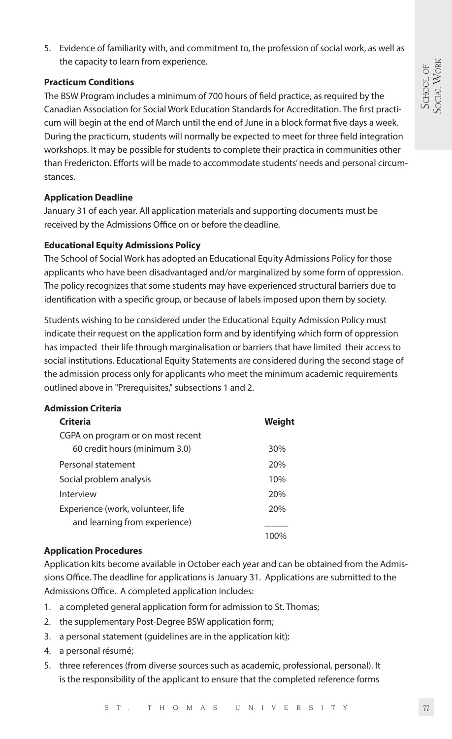5. Evidence of familiarity with, and commitment to, the profession of social work, as well as the capacity to learn from experience.

**Practicum Conditions**

The BSW Program includes a minimum of 700 hours of field practice, as required by the Canadian Association for Social Work Education Standards for Accreditation. The first practicum will begin at the end of March until the end of June in a block format five days a week. During the practicum, students will normally be expected to meet for three field integration workshops. It may be possible for students to complete their practica in communities other than Fredericton. Efforts will be made to accommodate students' needs and personal circumstances.

**Application Deadline**

January 31 of each year. All application materials and supporting documents must be received by the Admissions Office on or before the deadline.

**Educational Equity Admissions Policy**

The School of Social Work has adopted an Educational Equity Admissions Policy for those applicants who have been disadvantaged and/or marginalized by some form of oppression. The policy recognizes that some students may have experienced structural barriers due to identification with a specific group, or because of labels imposed upon them by society.

Students wishing to be considered under the Educational Equity Admission Policy must indicate their request on the application form and by identifying which form of oppression has impacted their life through marginalisation or barriers that have limited their access to social institutions. Educational Equity Statements are considered during the second stage of the admission process only for applicants who meet the minimum academic requirements outlined above in "Prerequisites," subsections 1 and 2.

**Admission Criteria**

| Criteria | Weight |
|---|---|
| CGPA on program or on most recent 60 credit hours (minimum 3.0) | 30% |
| Personal statement | 20% |
| Social problem analysis | 10% |
| Interview | 20% |
| Experience (work, volunteer, life and learning from experience) | 20% |
| | 100% |

**Application Procedures**

Application kits become available in October each year and can be obtained from the Admissions Office. The deadline for applications is January 31. Applications are submitted to the Admissions Office. A completed application includes:

1. a completed general application form for admission to St. Thomas;
2. the supplementary Post-Degree BSW application form;
3. a personal statement (guidelines are in the application kit);
4. a personal résumé;
5. three references (from diverse sources such as academic, professional, personal). It is the responsibility of the applicant to ensure that the completed reference forms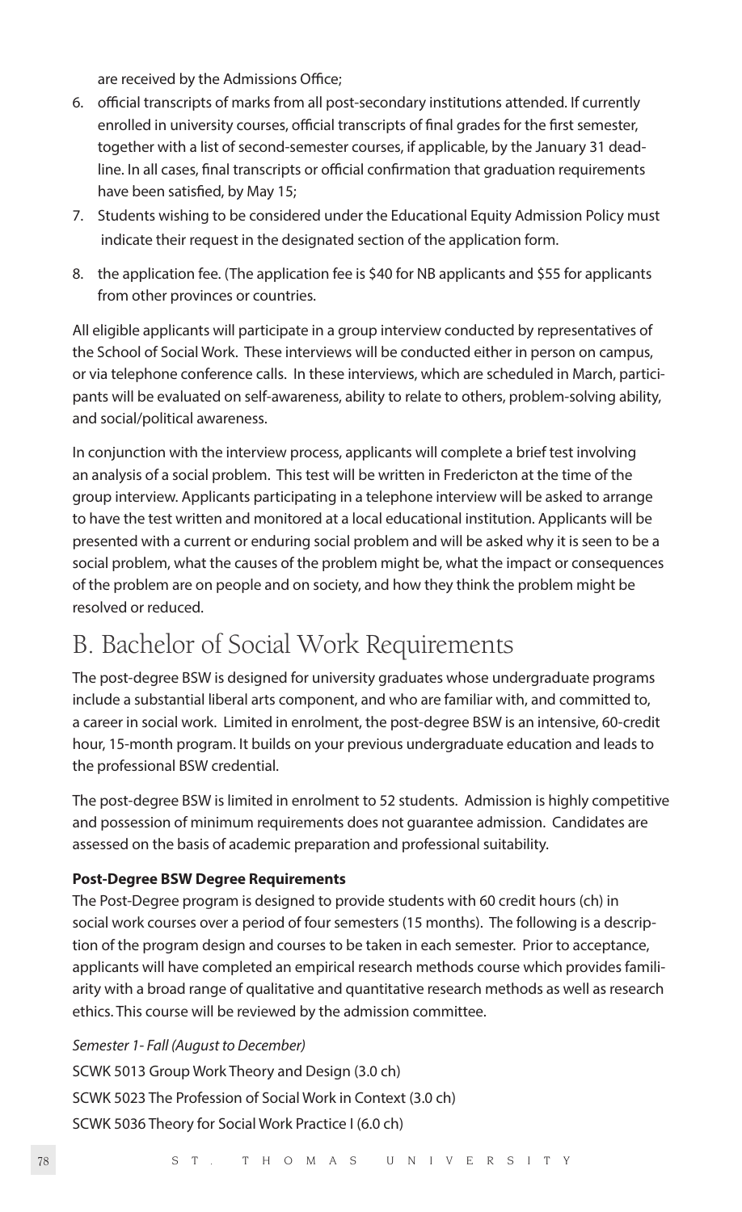are received by the Admissions Office;

6. official transcripts of marks from all post-secondary institutions attended. If currently enrolled in university courses, official transcripts of final grades for the first semester, together with a list of second-semester courses, if applicable, by the January 31 deadline. In all cases, final transcripts or official confirmation that graduation requirements have been satisfied, by May 15;
7. Students wishing to be considered under the Educational Equity Admission Policy must indicate their request in the designated section of the application form.
8. the application fee. (The application fee is $40 for NB applicants and $55 for applicants from other provinces or countries.

All eligible applicants will participate in a group interview conducted by representatives of the School of Social Work. These interviews will be conducted either in person on campus, or via telephone conference calls. In these interviews, which are scheduled in March, participants will be evaluated on self-awareness, ability to relate to others, problem-solving ability, and social/political awareness.

In conjunction with the interview process, applicants will complete a brief test involving an analysis of a social problem. This test will be written in Fredericton at the time of the group interview. Applicants participating in a telephone interview will be asked to arrange to have the test written and monitored at a local educational institution. Applicants will be presented with a current or enduring social problem and will be asked why it is seen to be a social problem, what the causes of the problem might be, what the impact or consequences of the problem are on people and on society, and how they think the problem might be resolved or reduced.

## B. Bachelor of Social Work Requirements

The post-degree BSW is designed for university graduates whose undergraduate programs include a substantial liberal arts component, and who are familiar with, and committed to, a career in social work. Limited in enrolment, the post-degree BSW is an intensive, 60-credit hour, 15-month program. It builds on your previous undergraduate education and leads to the professional BSW credential.

The post-degree BSW is limited in enrolment to 52 students. Admission is highly competitive and possession of minimum requirements does not guarantee admission. Candidates are assessed on the basis of academic preparation and professional suitability.

**Post-Degree BSW Degree Requirements**

The Post-Degree program is designed to provide students with 60 credit hours (ch) in social work courses over a period of four semesters (15 months). The following is a description of the program design and courses to be taken in each semester. Prior to acceptance, applicants will have completed an empirical research methods course which provides familiarity with a broad range of qualitative and quantitative research methods as well as research ethics. This course will be reviewed by the admission committee.

*Semester 1- Fall (August to December)*

SCWK 5013 Group Work Theory and Design (3.0 ch)

SCWK 5023 The Profession of Social Work in Context (3.0 ch)

SCWK 5036 Theory for Social Work Practice I (6.0 ch)